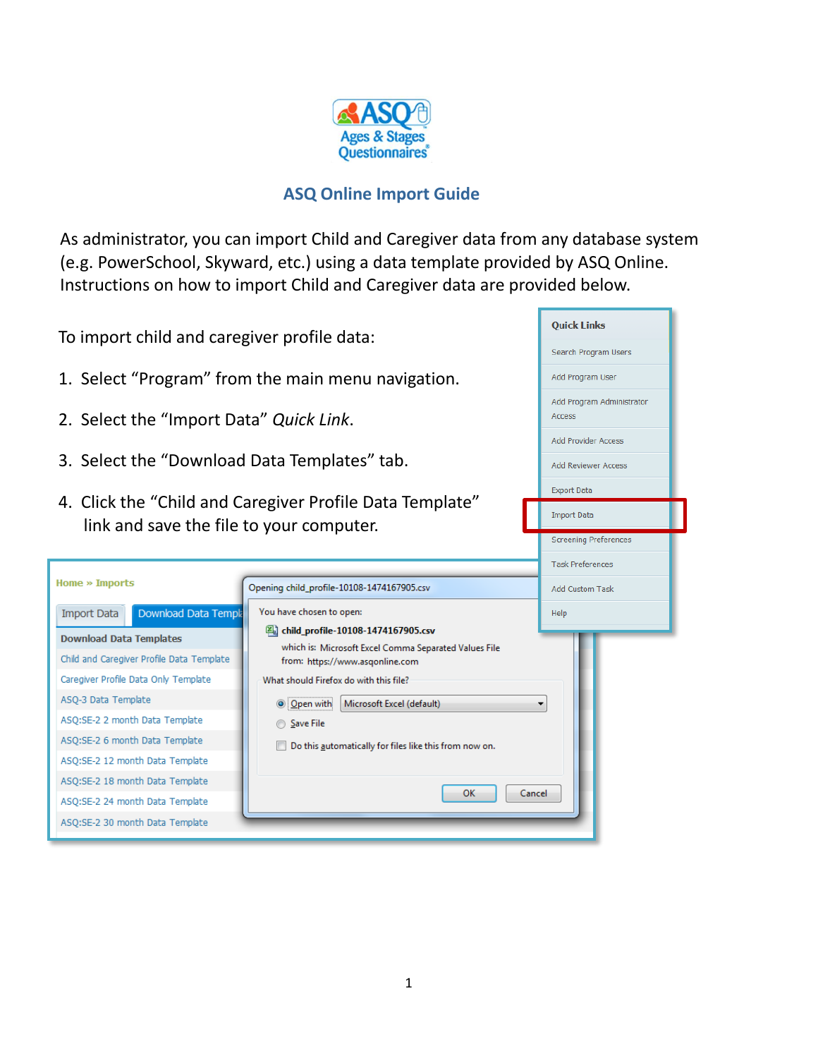# ASQ Online Import Guide

As administrator, you can import Child and Caregiver data from any database system (e.g. PowerSchool, Skyward, etc.) using a data template provided by ASQ Online. Instructions on how to import Child and Caregiver data are provided below.

To import child and caregiver profile data:

1. Select "Program" from the main menu navigation.
2. Select the "Import Data" *Quick Link*.
3. Select the "Download Data Templates" tab.
4. Click the "Child and Caregiver Profile Data Template" link and save the file to your computer.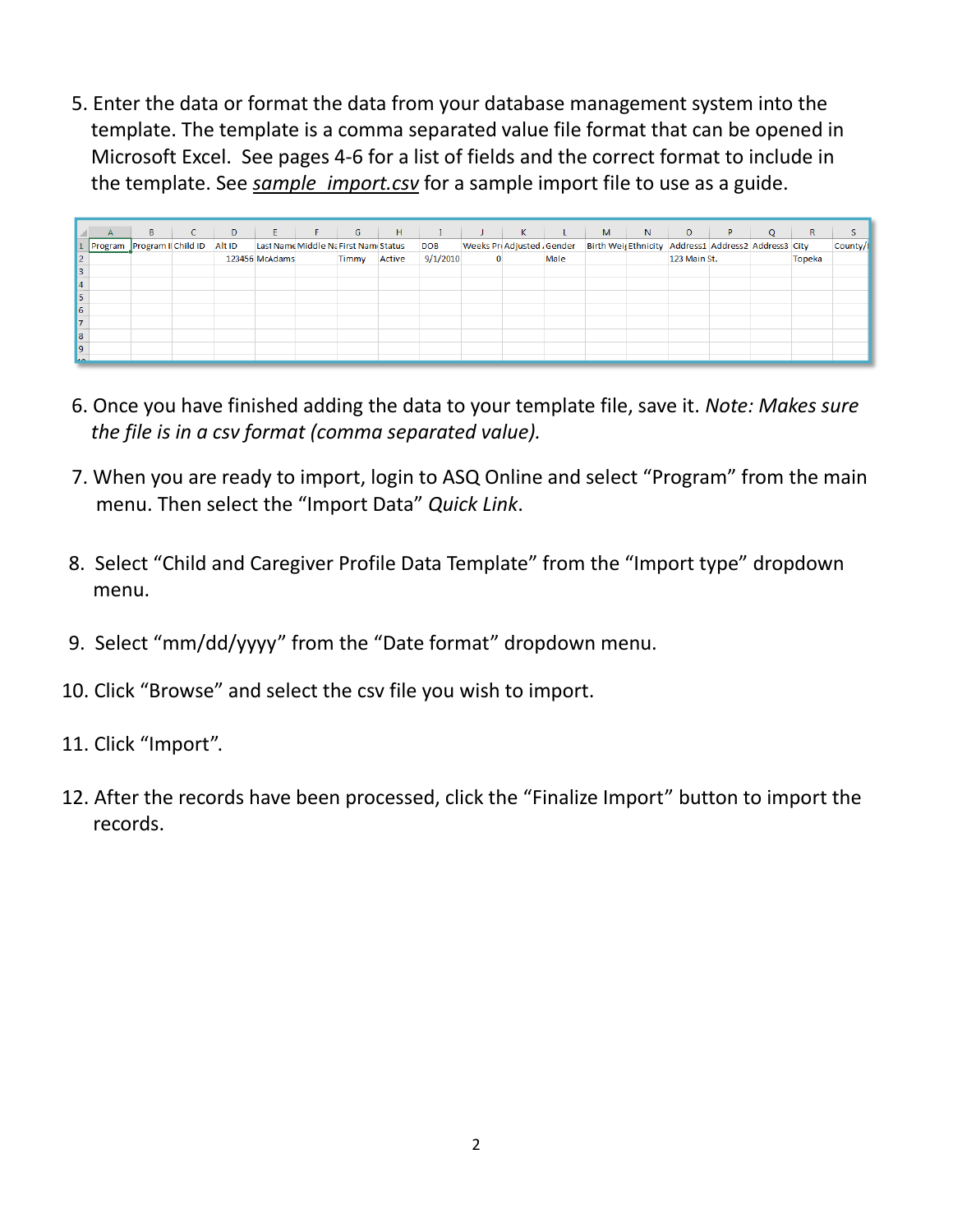5. Enter the data or format the data from your database management system into the template. The template is a comma separated value file format that can be opened in Microsoft Excel. See pages 4-6 for a list of fields and the correct format to include in the template. See *sample_import.csv* for a sample import file to use as a guide.

| | A | B | C | D | E | F | G | H | I | J | K | L | M | N | O | P | Q | R | S |
|---|---|---|---|---|---|---|---|---|---|---|---|---|---|---|---|---|---|---|---|
| 1 | Program | Program I | Child ID | Alt ID | Last Name | Middle Na | First Nam | Status | DOB | Weeks Pr | Adjusted | Gender | Birth Weig | Ethnicity | Address1 | Address2 | Address3 | City | County/ |
| 2 | | | | 123456 | McAdams | | Timmy | Active | 9/1/2010 | 0 | | Male | | | 123 Main St. | | | Topeka | |
| 3 | | | | | | | | | | | | | | | | | | | |
| 4 | | | | | | | | | | | | | | | | | | | |
| 5 | | | | | | | | | | | | | | | | | | | |
| 6 | | | | | | | | | | | | | | | | | | | |
| 7 | | | | | | | | | | | | | | | | | | | |
| 8 | | | | | | | | | | | | | | | | | | | |
| 9 | | | | | | | | | | | | | | | | | | | |

6. Once you have finished adding the data to your template file, save it. *Note: Makes sure the file is in a csv format (comma separated value).*

7. When you are ready to import, login to ASQ Online and select "Program" from the main menu. Then select the "Import Data" *Quick Link*.

8. Select "Child and Caregiver Profile Data Template" from the "Import type" dropdown menu.

9. Select "mm/dd/yyyy" from the "Date format" dropdown menu.

10. Click "Browse" and select the csv file you wish to import.

11. Click "Import".

12. After the records have been processed, click the "Finalize Import" button to import the records.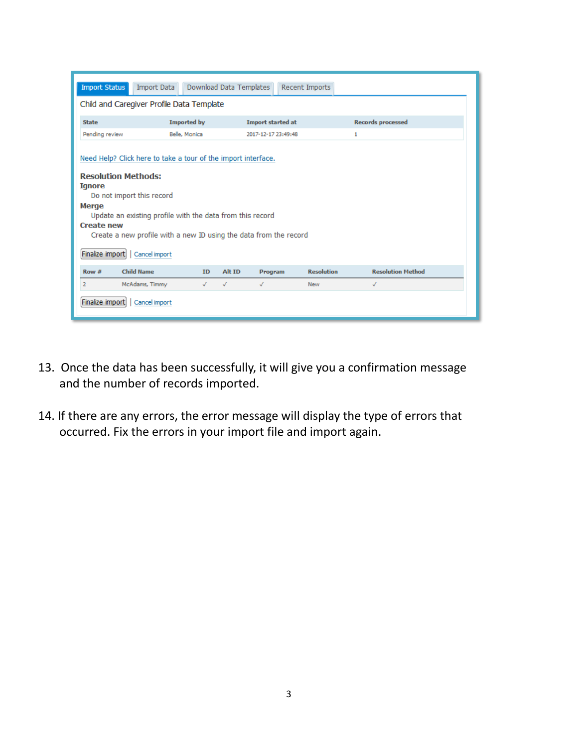Import Status | Import Data | Download Data Templates | Recent Imports

Child and Caregiver Profile Data Template

| State | Imported by | Import started at | Records processed |
| --- | --- | --- | --- |
| Pending review | Belle, Monica | 2017-12-17 23:49:48 | 1 |

Need Help? Click here to take a tour of the import interface.

**Resolution Methods:**

**Ignore**
Do not import this record

**Merge**
Update an existing profile with the data from this record

**Create new**
Create a new profile with a new ID using the data from the record

Finalize import | Cancel import

| Row # | Child Name | ID | Alt ID | Program | Resolution | Resolution Method |
| --- | --- | --- | --- | --- | --- | --- |
| 2 | McAdams, Timmy | ✓ | ✓ | ✓ | New | ✓ |

Finalize import | Cancel import

13. Once the data has been successfully, it will give you a confirmation message and the number of records imported.
14. If there are any errors, the error message will display the type of errors that occurred. Fix the errors in your import file and import again.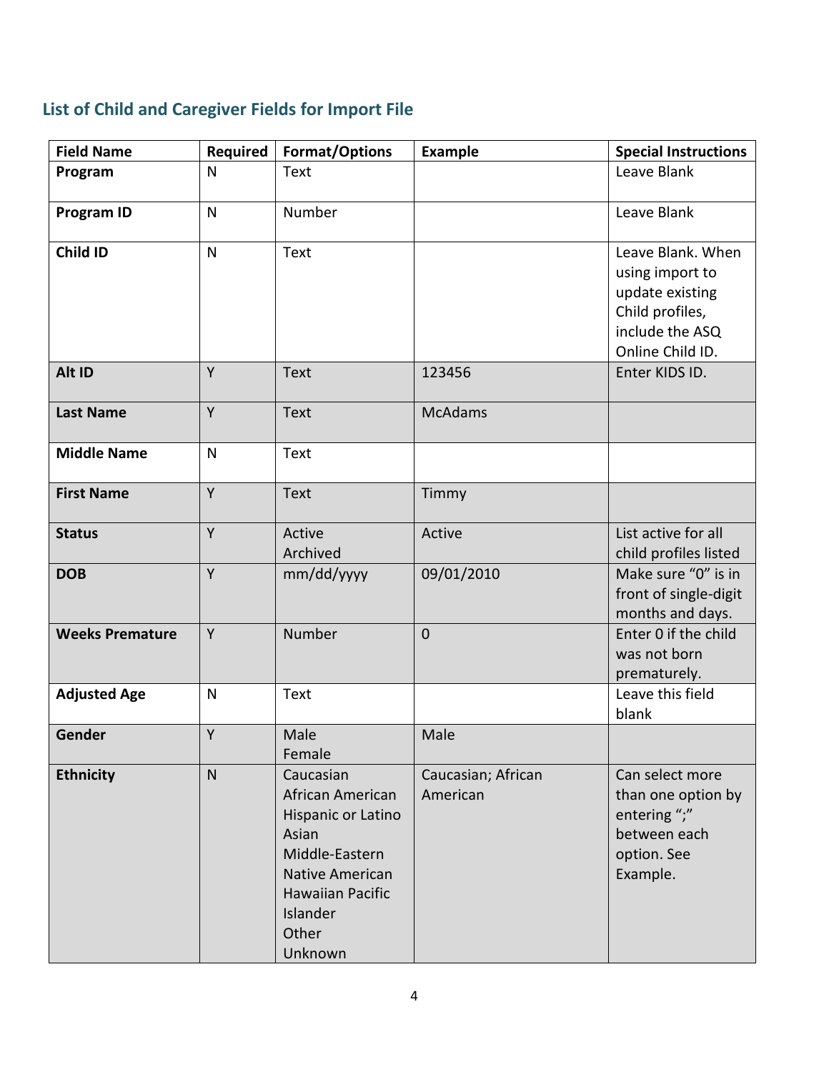## List of Child and Caregiver Fields for Import File

| Field Name | Required | Format/Options | Example | Special Instructions |
|---|---|---|---|---|
| **Program** | N | Text | | Leave Blank |
| **Program ID** | N | Number | | Leave Blank |
| **Child ID** | N | Text | | Leave Blank. When using import to update existing Child profiles, include the ASQ Online Child ID. |
| **Alt ID** | Y | Text | 123456 | Enter KIDS ID. |
| **Last Name** | Y | Text | McAdams | |
| **Middle Name** | N | Text | | |
| **First Name** | Y | Text | Timmy | |
| **Status** | Y | Active<br>Archived | Active | List active for all child profiles listed |
| **DOB** | Y | mm/dd/yyyy | 09/01/2010 | Make sure "0" is in front of single-digit months and days. |
| **Weeks Premature** | Y | Number | 0 | Enter 0 if the child was not born prematurely. |
| **Adjusted Age** | N | Text | | Leave this field blank |
| **Gender** | Y | Male<br>Female | Male | |
| **Ethnicity** | N | Caucasian<br>African American<br>Hispanic or Latino<br>Asian<br>Middle-Eastern<br>Native American<br>Hawaiian Pacific Islander<br>Other<br>Unknown | Caucasian; African American | Can select more than one option by entering ";" between each option. See Example. |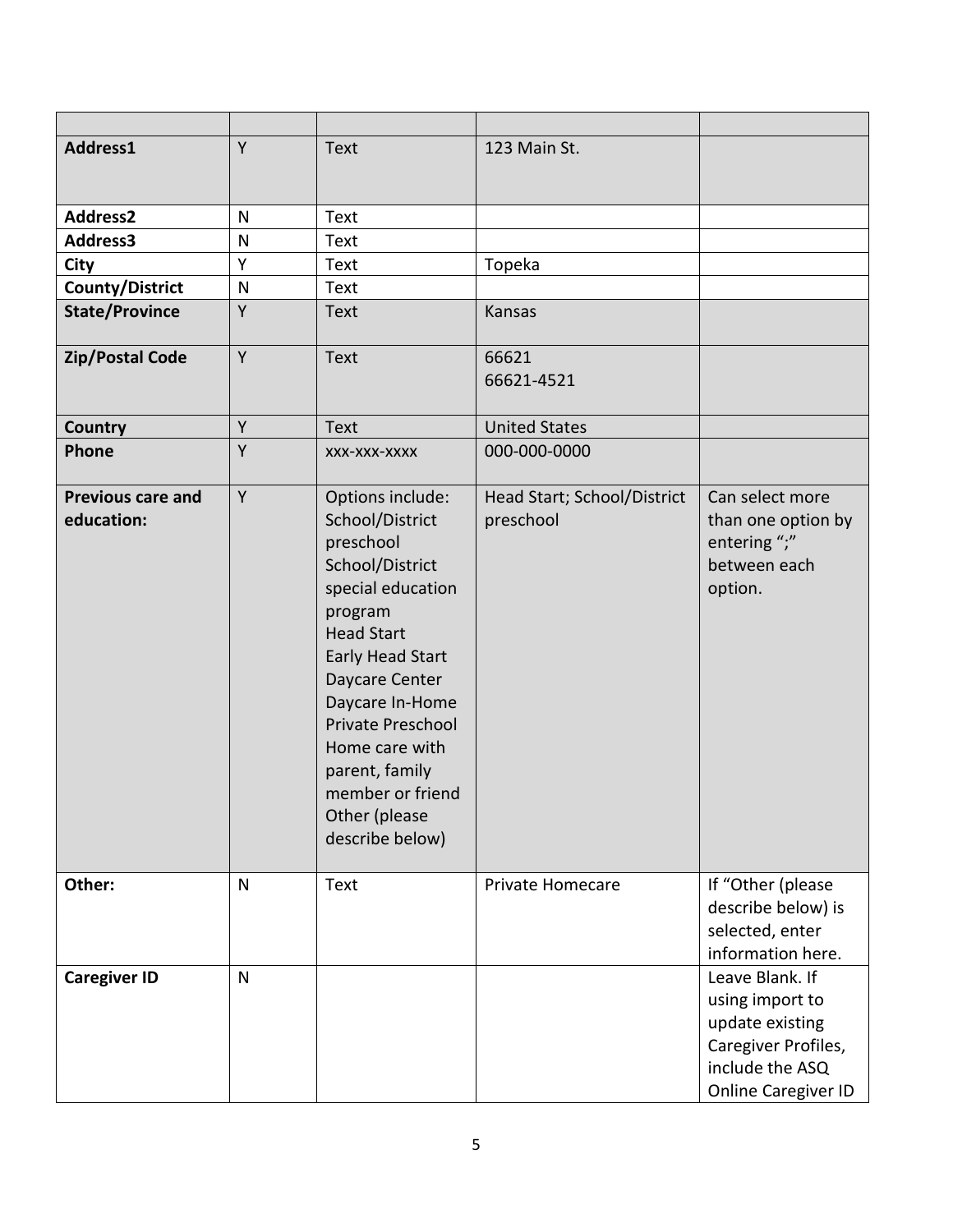| | | | | |
|---|---|---|---|---|
| **Address1** | Y | Text | 123 Main St. | |
| **Address2** | N | Text | | |
| **Address3** | N | Text | | |
| **City** | Y | Text | Topeka | |
| **County/District** | N | Text | | |
| **State/Province** | Y | Text | Kansas | |
| **Zip/Postal Code** | Y | Text | 66621<br>66621-4521 | |
| **Country** | Y | Text | United States | |
| **Phone** | Y | xxx-xxx-xxxx | 000-000-0000 | |
| **Previous care and education:** | Y | Options include:<br>School/District preschool<br>School/District special education program<br>Head Start<br>Early Head Start<br>Daycare Center<br>Daycare In-Home<br>Private Preschool<br>Home care with parent, family member or friend<br>Other (please describe below) | Head Start; School/District preschool | Can select more than one option by entering ";" between each option. |
| **Other:** | N | Text | Private Homecare | If "Other (please describe below) is selected, enter information here. |
| **Caregiver ID** | N | | | Leave Blank. If using import to update existing Caregiver Profiles, include the ASQ Online Caregiver ID |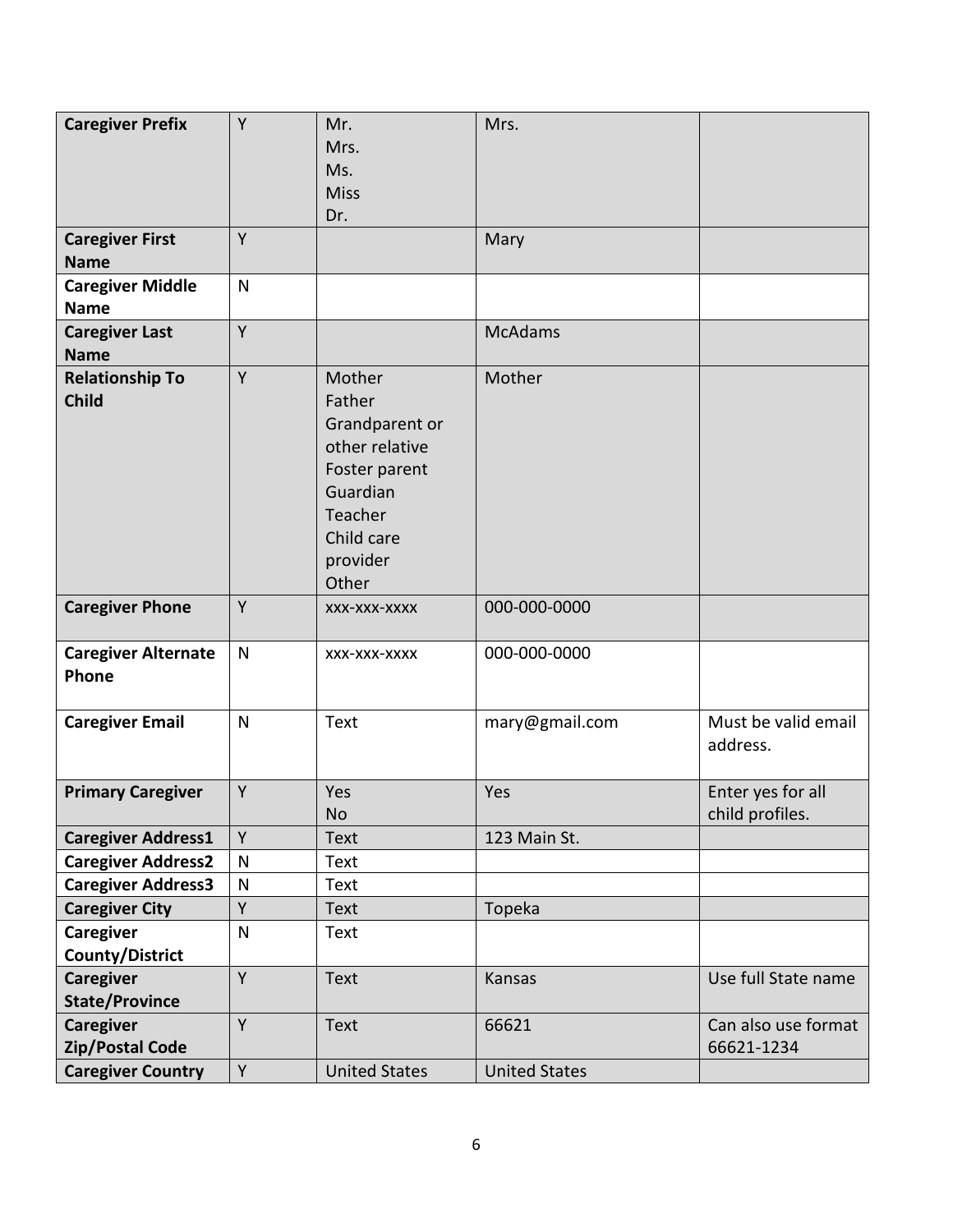| | | | | |
|---|---|---|---|---|
| **Caregiver Prefix** | Y | Mr.<br>Mrs.<br>Ms.<br>Miss<br>Dr. | Mrs. | |
| **Caregiver First Name** | Y | | Mary | |
| **Caregiver Middle Name** | N | | | |
| **Caregiver Last Name** | Y | | McAdams | |
| **Relationship To Child** | Y | Mother<br>Father<br>Grandparent or other relative<br>Foster parent<br>Guardian<br>Teacher<br>Child care provider<br>Other | Mother | |
| **Caregiver Phone** | Y | xxx-xxx-xxxx | 000-000-0000 | |
| **Caregiver Alternate Phone** | N | xxx-xxx-xxxx | 000-000-0000 | |
| **Caregiver Email** | N | Text | mary@gmail.com | Must be valid email address. |
| **Primary Caregiver** | Y | Yes<br>No | Yes | Enter yes for all child profiles. |
| **Caregiver Address1** | Y | Text | 123 Main St. | |
| **Caregiver Address2** | N | Text | | |
| **Caregiver Address3** | N | Text | | |
| **Caregiver City** | Y | Text | Topeka | |
| **Caregiver County/District** | N | Text | | |
| **Caregiver State/Province** | Y | Text | Kansas | Use full State name |
| **Caregiver Zip/Postal Code** | Y | Text | 66621 | Can also use format 66621-1234 |
| **Caregiver Country** | Y | United States | United States | |